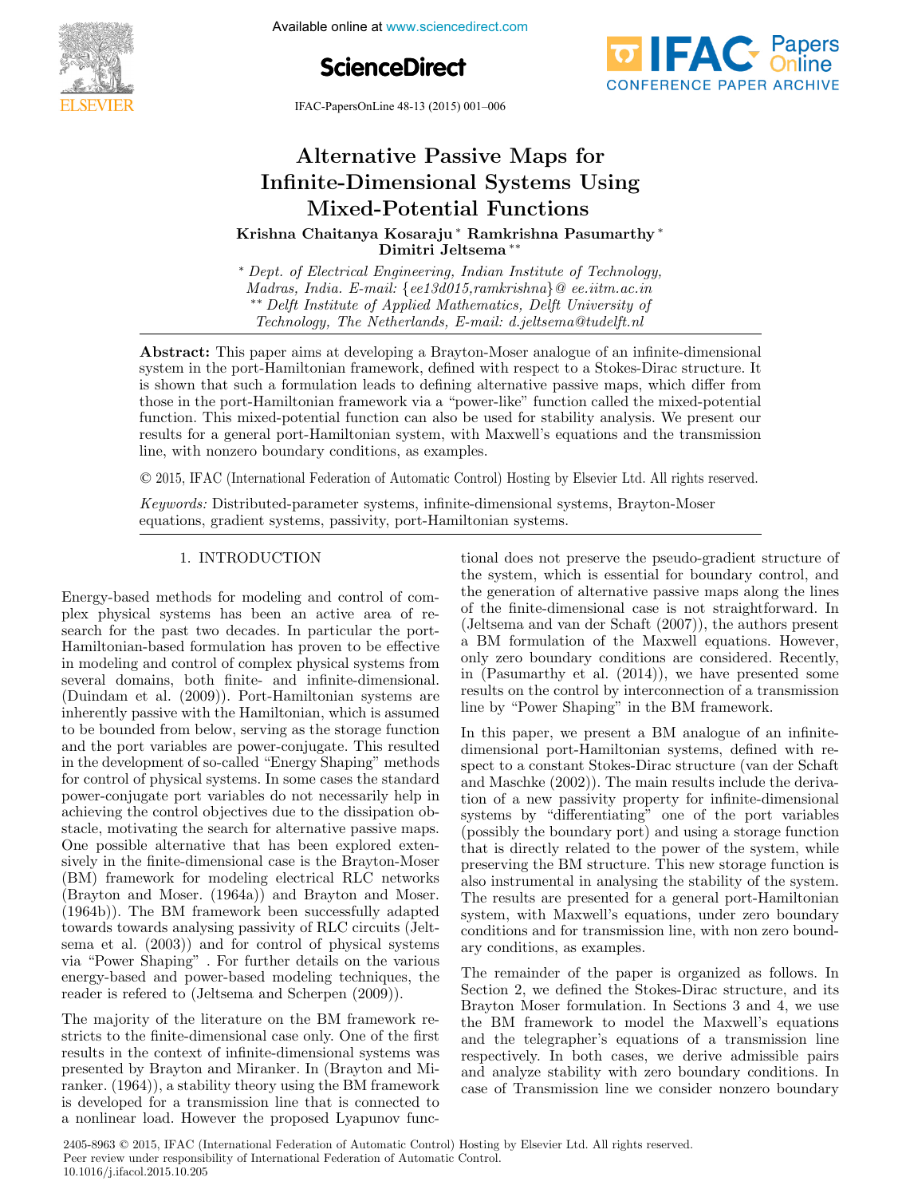# Alternative Passive Maps for Infinite-Dimensional Systems Using Mixed-Potential Functions

**Krishna Chaitanya Kosaraju** [*] **Ramkrishna Pasumarthy** [*] **Dimitri Jeltsema** [**]

[*] *Dept. of Electrical Engineering, Indian Institute of Technology, Madras, India. E-mail: {ee13d015,ramkrishna}@ ee.iitm.ac.in*
[**] *Delft Institute of Applied Mathematics, Delft University of Technology, The Netherlands, E-mail: d.jeltsema@tudelft.nl*

**Abstract:** This paper aims at developing a Brayton-Moser analogue of an infinite-dimensional system in the port-Hamiltonian framework, defined with respect to a Stokes-Dirac structure. It is shown that such a formulation leads to defining alternative passive maps, which differ from those in the port-Hamiltonian framework via a "power-like" function called the mixed-potential function. This mixed-potential function can also be used for stability analysis. We present our results for a general port-Hamiltonian system, with Maxwell's equations and the transmission line, with nonzero boundary conditions, as examples.

© 2015, IFAC (International Federation of Automatic Control) Hosting by Elsevier Ltd. All rights reserved.

*Keywords:* Distributed-parameter systems, infinite-dimensional systems, Brayton-Moser equations, gradient systems, passivity, port-Hamiltonian systems.

## 1. INTRODUCTION

Energy-based methods for modeling and control of complex physical systems has been an active area of research for the past two decades. In particular the port-Hamiltonian-based formulation has proven to be effective in modeling and control of complex physical systems from several domains, both finite- and infinite-dimensional. (Duindam et al. (2009)). Port-Hamiltonian systems are inherently passive with the Hamiltonian, which is assumed to be bounded from below, serving as the storage function and the port variables are power-conjugate. This resulted in the development of so-called "Energy Shaping" methods for control of physical systems. In some cases the standard power-conjugate port variables do not necessarily help in achieving the control objectives due to the dissipation obstacle, motivating the search for alternative passive maps. One possible alternative that has been explored extensively in the finite-dimensional case is the Brayton-Moser (BM) framework for modeling electrical RLC networks (Brayton and Moser. (1964a)) and Brayton and Moser. (1964b)). The BM framework been successfully adapted towards towards analysing passivity of RLC circuits (Jeltsema et al. (2003)) and for control of physical systems via "Power Shaping" . For further details on the various energy-based and power-based modeling techniques, the reader is refered to (Jeltsema and Scherpen (2009)).

The majority of the literature on the BM framework restricts to the finite-dimensional case only. One of the first results in the context of infinite-dimensional systems was presented by Brayton and Miranker. In (Brayton and Miranker. (1964)), a stability theory using the BM framework is developed for a transmission line that is connected to a nonlinear load. However the proposed Lyapunov functional does not preserve the pseudo-gradient structure of the system, which is essential for boundary control, and the generation of alternative passive maps along the lines of the finite-dimensional case is not straightforward. In (Jeltsema and van der Schaft (2007)), the authors present a BM formulation of the Maxwell equations. However, only zero boundary conditions are considered. Recently, in (Pasumarthy et al. (2014)), we have presented some results on the control by interconnection of a transmission line by "Power Shaping" in the BM framework.

In this paper, we present a BM analogue of an infinite-dimensional port-Hamiltonian systems, defined with respect to a constant Stokes-Dirac structure (van der Schaft and Maschke (2002)). The main results include the derivation of a new passivity property for infinite-dimensional systems by "differentiating" one of the port variables (possibly the boundary port) and using a storage function that is directly related to the power of the system, while preserving the BM structure. This new storage function is also instrumental in analysing the stability of the system. The results are presented for a general port-Hamiltonian system, with Maxwell's equations, under zero boundary conditions and for transmission line, with non zero boundary conditions, as examples.

The remainder of the paper is organized as follows. In Section 2, we defined the Stokes-Dirac structure, and its Brayton Moser formulation. In Sections 3 and 4, we use the BM framework to model the Maxwell's equations and the telegrapher's equations of a transmission line respectively. In both cases, we derive admissible pairs and analyze stability with zero boundary conditions. In case of Transmission line we consider nonzero boundary

2405-8963 © 2015, IFAC (International Federation of Automatic Control) Hosting by Elsevier Ltd. All rights reserved.
Peer review under responsibility of International Federation of Automatic Control.
10.1016/j.ifacol.2015.10.205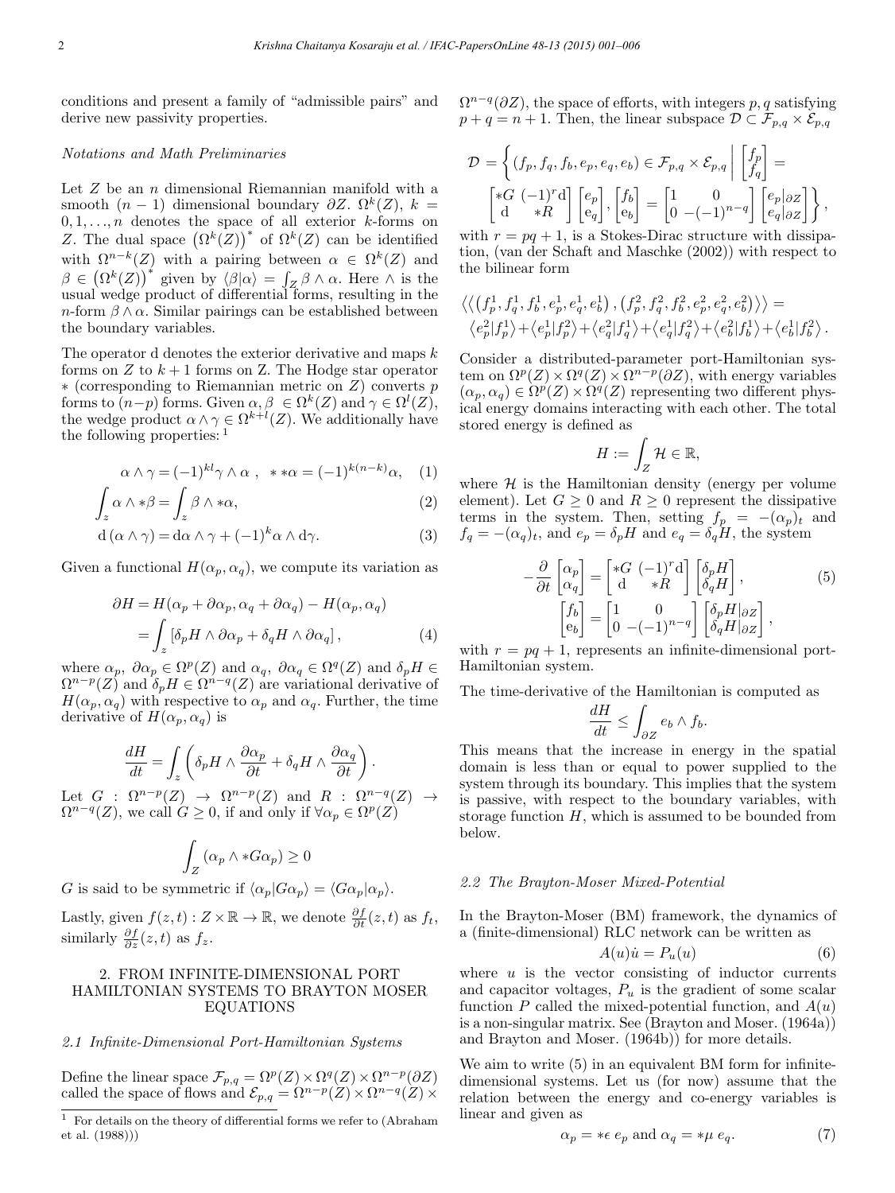conditions and present a family of "admissible pairs" and derive new passivity properties.

*Notations and Math Preliminaries*

Let $Z$ be an $n$ dimensional Riemannian manifold with a smooth $(n-1)$ dimensional boundary $\partial Z$. $\Omega^k(Z)$, $k = 0, 1, \ldots, n$ denotes the space of all exterior $k$-forms on $Z$. The dual space $\left(\Omega^k(Z)\right)^*$ of $\Omega^k(Z)$ can be identified with $\Omega^{n-k}(Z)$ with a pairing between $\alpha \in \Omega^k(Z)$ and $\beta \in \left(\Omega^k(Z)\right)^*$ given by $\langle \beta | \alpha \rangle = \int_Z \beta \wedge \alpha$. Here $\wedge$ is the usual wedge product of differential forms, resulting in the $n$-form $\beta \wedge \alpha$. Similar pairings can be established between the boundary variables.

The operator d denotes the exterior derivative and maps $k$ forms on $Z$ to $k+1$ forms on Z. The Hodge star operator $*$ (corresponding to Riemannian metric on $Z$) converts $p$ forms to $(n-p)$ forms. Given $\alpha, \beta \in \Omega^k(Z)$ and $\gamma \in \Omega^l(Z)$, the wedge product $\alpha \wedge \gamma \in \Omega^{k+l}(Z)$. We additionally have the following properties: [1]

$$\alpha \wedge \gamma = (-1)^{kl} \gamma \wedge \alpha \ , \ \ * * \alpha = (-1)^{k(n-k)} \alpha, \tag{1}$$

$$\int_z \alpha \wedge * \beta = \int_z \beta \wedge * \alpha, \tag{2}$$

$$\mathrm{d}\left(\alpha \wedge \gamma\right) = \mathrm{d}\alpha \wedge \gamma + (-1)^k \alpha \wedge \mathrm{d}\gamma. \tag{3}$$

Given a functional $H(\alpha_p, \alpha_q)$, we compute its variation as

$$\begin{aligned} \partial H &= H(\alpha_p + \partial\alpha_p, \alpha_q + \partial\alpha_q) - H(\alpha_p, \alpha_q) \\ &= \int_z \left[\delta_p H \wedge \partial\alpha_p + \delta_q H \wedge \partial\alpha_q\right], \end{aligned} \tag{4}$$

where $\alpha_p$, $\partial\alpha_p \in \Omega^p(Z)$ and $\alpha_q$, $\partial\alpha_q \in \Omega^q(Z)$ and $\delta_p H \in \Omega^{n-p}(Z)$ and $\delta_p H \in \Omega^{n-q}(Z)$ are variational derivative of $H(\alpha_p, \alpha_q)$ with respective to $\alpha_p$ and $\alpha_q$. Further, the time derivative of $H(\alpha_p, \alpha_q)$ is

$$\frac{dH}{dt} = \int_z \left(\delta_p H \wedge \frac{\partial \alpha_p}{\partial t} + \delta_q H \wedge \frac{\partial \alpha_q}{\partial t}\right).$$

Let $G : \Omega^{n-p}(Z) \rightarrow \Omega^{n-p}(Z)$ and $R : \Omega^{n-q}(Z) \rightarrow \Omega^{n-q}(Z)$, we call $G \geq 0$, if and only if $\forall \alpha_p \in \Omega^p(Z)$

$$\int_Z \left(\alpha_p \wedge * G\alpha_p\right) \geq 0$$

$G$ is said to be symmetric if $\langle \alpha_p | G\alpha_p \rangle = \langle G\alpha_p | \alpha_p \rangle$.

Lastly, given $f(z,t) : Z \times \mathbb{R} \rightarrow \mathbb{R}$, we denote $\frac{\partial f}{\partial t}(z,t)$ as $f_t$, similarly $\frac{\partial f}{\partial z}(z,t)$ as $f_z$.

## 2. FROM INFINITE-DIMENSIONAL PORT HAMILTONIAN SYSTEMS TO BRAYTON MOSER EQUATIONS

### *2.1 Infinite-Dimensional Port-Hamiltonian Systems*

Define the linear space $\mathcal{F}_{p,q} = \Omega^p(Z) \times \Omega^q(Z) \times \Omega^{n-p}(\partial Z)$ called the space of flows and $\mathcal{E}_{p,q} = \Omega^{n-p}(Z) \times \Omega^{n-q}(Z) \times \Omega^{n-q}(\partial Z)$, the space of efforts, with integers $p, q$ satisfying $p + q = n + 1$. Then, the linear subspace $\mathcal{D} \subset \mathcal{F}_{p,q} \times \mathcal{E}_{p,q}$

$$\mathcal{D} = \left\{ (f_p, f_q, f_b, e_p, e_q, e_b) \in \mathcal{F}_{p,q} \times \mathcal{E}_{p,q} \;\middle|\; \begin{bmatrix} f_p \\ f_q \end{bmatrix} = \begin{bmatrix} *G & (-1)^r \mathrm{d} \\ \mathrm{d} & *R \end{bmatrix} \begin{bmatrix} e_p \\ e_q \end{bmatrix}, \begin{bmatrix} f_b \\ e_b \end{bmatrix} = \begin{bmatrix} 1 & 0 \\ 0 & -(-1)^{n-q} \end{bmatrix} \begin{bmatrix} e_p|_{\partial Z} \\ e_q|_{\partial Z} \end{bmatrix} \right\},$$

with $r = pq + 1$, is a Stokes-Dirac structure with dissipation, (van der Schaft and Maschke (2002)) with respect to the bilinear form

$$\left\langle\!\left\langle \left(f_p^1, f_q^1, f_b^1, e_p^1, e_q^1, e_b^1\right), \left(f_p^2, f_q^2, f_b^2, e_p^2, e_q^2, e_b^2\right) \right\rangle\!\right\rangle = \left\langle e_p^2 | f_p^1 \right\rangle + \left\langle e_p^1 | f_p^2 \right\rangle + \left\langle e_q^2 | f_q^1 \right\rangle + \left\langle e_q^1 | f_q^2 \right\rangle + \left\langle e_b^2 | f_b^1 \right\rangle + \left\langle e_b^1 | f_b^2 \right\rangle.$$

Consider a distributed-parameter port-Hamiltonian system on $\Omega^p(Z) \times \Omega^q(Z) \times \Omega^{n-p}(\partial Z)$, with energy variables $(\alpha_p, \alpha_q) \in \Omega^p(Z) \times \Omega^q(Z)$ representing two different physical energy domains interacting with each other. The total stored energy is defined as

$$H := \int_Z \mathcal{H} \in \mathbb{R},$$

where $\mathcal{H}$ is the Hamiltonian density (energy per volume element). Let $G \geq 0$ and $R \geq 0$ represent the dissipative terms in the system. Then, setting $f_p = -(\alpha_p)_t$ and $f_q = -(\alpha_q)_t$, and $e_p = \delta_p H$ and $e_q = \delta_q H$, the system

$$\begin{aligned} -\frac{\partial}{\partial t} \begin{bmatrix} \alpha_p \\ \alpha_q \end{bmatrix} &= \begin{bmatrix} *G & (-1)^r \mathrm{d} \\ \mathrm{d} & *R \end{bmatrix} \begin{bmatrix} \delta_p H \\ \delta_q H \end{bmatrix}, \\ \begin{bmatrix} f_b \\ e_b \end{bmatrix} &= \begin{bmatrix} 1 & 0 \\ 0 & -(-1)^{n-q} \end{bmatrix} \begin{bmatrix} \delta_p H|_{\partial Z} \\ \delta_q H|_{\partial Z} \end{bmatrix}, \end{aligned} \tag{5}$$

with $r = pq + 1$, represents an infinite-dimensional port-Hamiltonian system.

The time-derivative of the Hamiltonian is computed as

$$\frac{dH}{dt} \leq \int_{\partial Z} e_b \wedge f_b.$$

This means that the increase in energy in the spatial domain is less than or equal to power supplied to the system through its boundary. This implies that the system is passive, with respect to the boundary variables, with storage function $H$, which is assumed to be bounded from below.

### *2.2 The Brayton-Moser Mixed-Potential*

In the Brayton-Moser (BM) framework, the dynamics of a (finite-dimensional) RLC network can be written as

$$A(u)\dot{u} = P_u(u) \tag{6}$$

where $u$ is the vector consisting of inductor currents and capacitor voltages, $P_u$ is the gradient of some scalar function $P$ called the mixed-potential function, and $A(u)$ is a non-singular matrix. See (Brayton and Moser. (1964a)) and Brayton and Moser. (1964b)) for more details.

We aim to write (5) in an equivalent BM form for infinite-dimensional systems. Let us (for now) assume that the relation between the energy and co-energy variables is linear and given as

$$\alpha_p = *\epsilon\; e_p \text{ and } \alpha_q = *\mu\; e_q. \tag{7}$$

---

[1] For details on the theory of differential forms we refer to (Abraham et al. (1988)))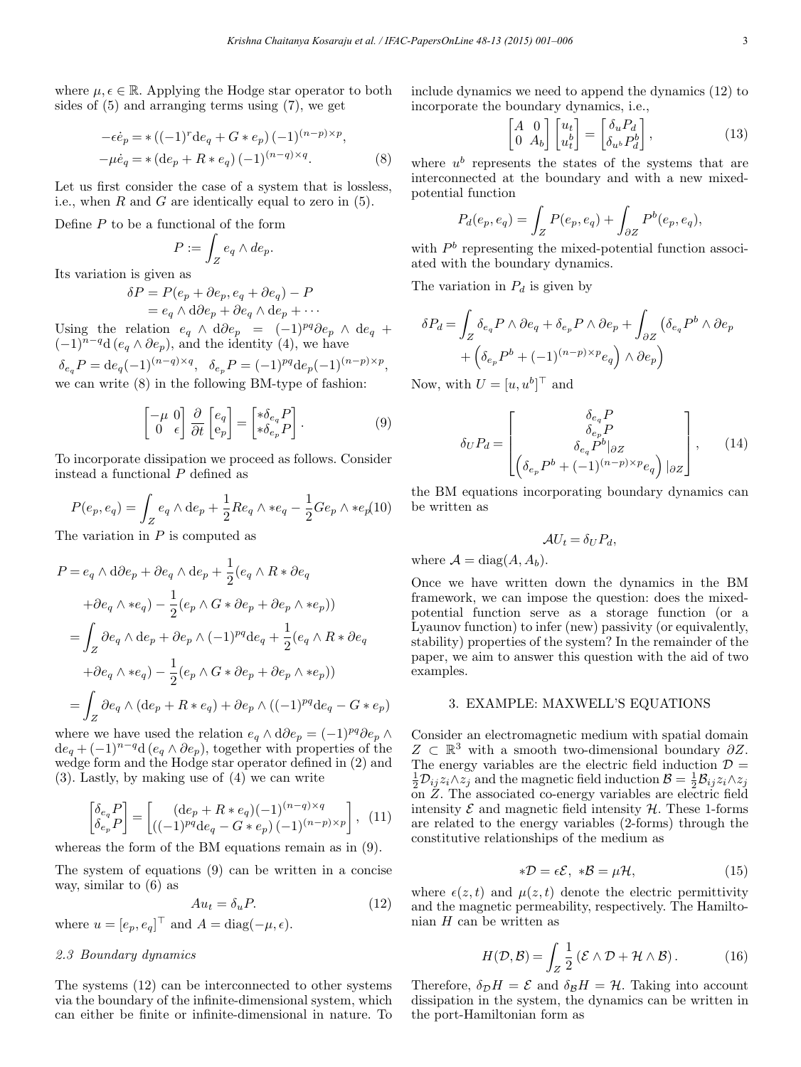where $\mu, \epsilon \in \mathbb{R}$. Applying the Hodge star operator to both sides of (5) and arranging terms using (7), we get

$$
\begin{aligned}
-\epsilon \dot{e}_p &= *\left((-1)^r \mathrm{d}e_q + G * e_p\right)(-1)^{(n-p)\times p}, \\
-\mu \dot{e}_q &= *\left(\mathrm{d}e_p + R * e_q\right)(-1)^{(n-q)\times q}.
\end{aligned} \tag{8}
$$

Let us first consider the case of a system that is lossless, i.e., when $R$ and $G$ are identically equal to zero in (5).

Define $P$ to be a functional of the form

$$P := \int_Z e_q \wedge \mathrm{d}e_p.$$

Its variation is given as

$$
\begin{aligned}
\delta P &= P(e_p + \partial e_p, e_q + \partial e_q) - P \\
&= e_q \wedge \mathrm{d}\partial e_p + \partial e_q \wedge \mathrm{d}e_p + \cdots
\end{aligned}
$$

Using the relation $e_q \wedge \mathrm{d}\partial e_p = (-1)^{pq} \partial e_p \wedge \mathrm{d}e_q + (-1)^{n-q} \mathrm{d}\left(e_q \wedge \partial e_p\right)$, and the identity (4), we have

$$\delta_{e_q} P = \mathrm{d}e_q (-1)^{(n-q)\times q}, \quad \delta_{e_p} P = (-1)^{pq} \mathrm{d}e_p (-1)^{(n-p)\times p},$$

we can write (8) in the following BM-type of fashion:

$$
\begin{bmatrix} -\mu & 0 \\ 0 & \epsilon \end{bmatrix} \frac{\partial}{\partial t} \begin{bmatrix} e_q \\ e_p \end{bmatrix} = \begin{bmatrix} *\delta_{e_q} P \\ *\delta_{e_p} P \end{bmatrix}. \tag{9}
$$

To incorporate dissipation we proceed as follows. Consider instead a functional $P$ defined as

$$
P(e_p, e_q) = \int_Z e_q \wedge \mathrm{d}e_p + \frac{1}{2} R e_q \wedge * e_q - \frac{1}{2} G e_p \wedge * e_p \tag{10}
$$

The variation in $P$ is computed as

$$
\begin{aligned}
P &= e_q \wedge \mathrm{d}\partial e_p + \partial e_q \wedge \mathrm{d}e_p + \frac{1}{2}(e_q \wedge R * \partial e_q \\
&\quad + \partial e_q \wedge * e_q) - \frac{1}{2}(e_p \wedge G * \partial e_p + \partial e_p \wedge * e_p)) \\
&= \int_Z \partial e_q \wedge \mathrm{d}e_p + \partial e_p \wedge (-1)^{pq} \mathrm{d}e_q + \frac{1}{2}(e_q \wedge R * \partial e_q \\
&\quad + \partial e_q \wedge * e_q) - \frac{1}{2}(e_p \wedge G * \partial e_p + \partial e_p \wedge * e_p)) \\
&= \int_Z \partial e_q \wedge (\mathrm{d}e_p + R * e_q) + \partial e_p \wedge ((-1)^{pq} \mathrm{d}e_q - G * e_p)
\end{aligned}
$$

where we have used the relation $e_q \wedge \mathrm{d}\partial e_p = (-1)^{pq} \partial e_p \wedge \mathrm{d}e_q + (-1)^{n-q} \mathrm{d}\left(e_q \wedge \partial e_p\right)$, together with properties of the wedge form and the Hodge star operator defined in (2) and (3). Lastly, by making use of (4) we can write

$$
\begin{bmatrix} \delta_{e_q} P \\ \delta_{e_p} P \end{bmatrix} = \begin{bmatrix} (\mathrm{d}e_p + R * e_q)(-1)^{(n-q)\times q} \\ ((-1)^{pq} \mathrm{d}e_q - G * e_p)(-1)^{(n-p)\times p} \end{bmatrix}, \tag{11}
$$

whereas the form of the BM equations remain as in (9).

The system of equations (9) can be written in a concise way, similar to (6) as

$$A u_t = \delta_u P. \tag{12}$$

where $u = [e_p, e_q]^\top$ and $A = \mathrm{diag}(-\mu, \epsilon)$.

### 2.3 Boundary dynamics

The systems (12) can be interconnected to other systems via the boundary of the infinite-dimensional system, which can either be finite or infinite-dimensional in nature. To include dynamics we need to append the dynamics (12) to incorporate the boundary dynamics, i.e.,

$$
\begin{bmatrix} A & 0 \\ 0 & A_b \end{bmatrix} \begin{bmatrix} u_t \\ u_t^b \end{bmatrix} = \begin{bmatrix} \delta_u P_d \\ \delta_{u^b} P_d^b \end{bmatrix}, \tag{13}
$$

where $u^b$ represents the states of the systems that are interconnected at the boundary and with a new mixed-potential function

$$P_d(e_p, e_q) = \int_Z P(e_p, e_q) + \int_{\partial Z} P^b(e_p, e_q),$$

with $P^b$ representing the mixed-potential function associated with the boundary dynamics.

The variation in $P_d$ is given by

$$
\begin{aligned}
\delta P_d = \int_Z \delta_{e_q} P \wedge \partial e_q + \delta_{e_p} P \wedge \partial e_p + \int_{\partial Z} \big(\delta_{e_q} P^b \wedge \partial e_p \\
+ \left(\delta_{e_p} P^b + (-1)^{(n-p)\times p} e_q\right) \wedge \partial e_p\big)
\end{aligned}
$$

Now, with $U = [u, u^b]^\top$ and

$$
\delta_U P_d = \begin{bmatrix} \delta_{e_q} P \\ \delta_{e_p} P \\ \delta_{e_q} P^b|_{\partial Z} \\ \left(\delta_{e_p} P^b + (-1)^{(n-p)\times p} e_q\right)|_{\partial Z} \end{bmatrix}, \tag{14}
$$

the BM equations incorporating boundary dynamics can be written as

$$\mathcal{A} U_t = \delta_U P_d,$$

where $\mathcal{A} = \mathrm{diag}(A, A_b)$.

Once we have written down the dynamics in the BM framework, we can impose the question: does the mixed-potential function serve as a storage function (or a Lyaunov function) to infer (new) passivity (or equivalently, stability) properties of the system? In the remainder of the paper, we aim to answer this question with the aid of two examples.

## 3. EXAMPLE: MAXWELL'S EQUATIONS

Consider an electromagnetic medium with spatial domain $Z \subset \mathbb{R}^3$ with a smooth two-dimensional boundary $\partial Z$. The energy variables are the electric field induction $\mathcal{D} = \frac{1}{2}\mathcal{D}_{ij} z_i \wedge z_j$ and the magnetic field induction $\mathcal{B} = \frac{1}{2}\mathcal{B}_{ij} z_i \wedge z_j$ on $Z$. The associated co-energy variables are electric field intensity $\mathcal{E}$ and magnetic field intensity $\mathcal{H}$. These 1-forms are related to the energy variables (2-forms) through the constitutive relationships of the medium as

$$*\mathcal{D} = \epsilon \mathcal{E}, \quad *\mathcal{B} = \mu \mathcal{H}, \tag{15}$$

where $\epsilon(z,t)$ and $\mu(z,t)$ denote the electric permittivity and the magnetic permeability, respectively. The Hamiltonian $H$ can be written as

$$H(\mathcal{D}, \mathcal{B}) = \int_Z \frac{1}{2}\left(\mathcal{E} \wedge \mathcal{D} + \mathcal{H} \wedge \mathcal{B}\right). \tag{16}$$

Therefore, $\delta_{\mathcal{D}} H = \mathcal{E}$ and $\delta_{\mathcal{B}} H = \mathcal{H}$. Taking into account dissipation in the system, the dynamics can be written in the port-Hamiltonian form as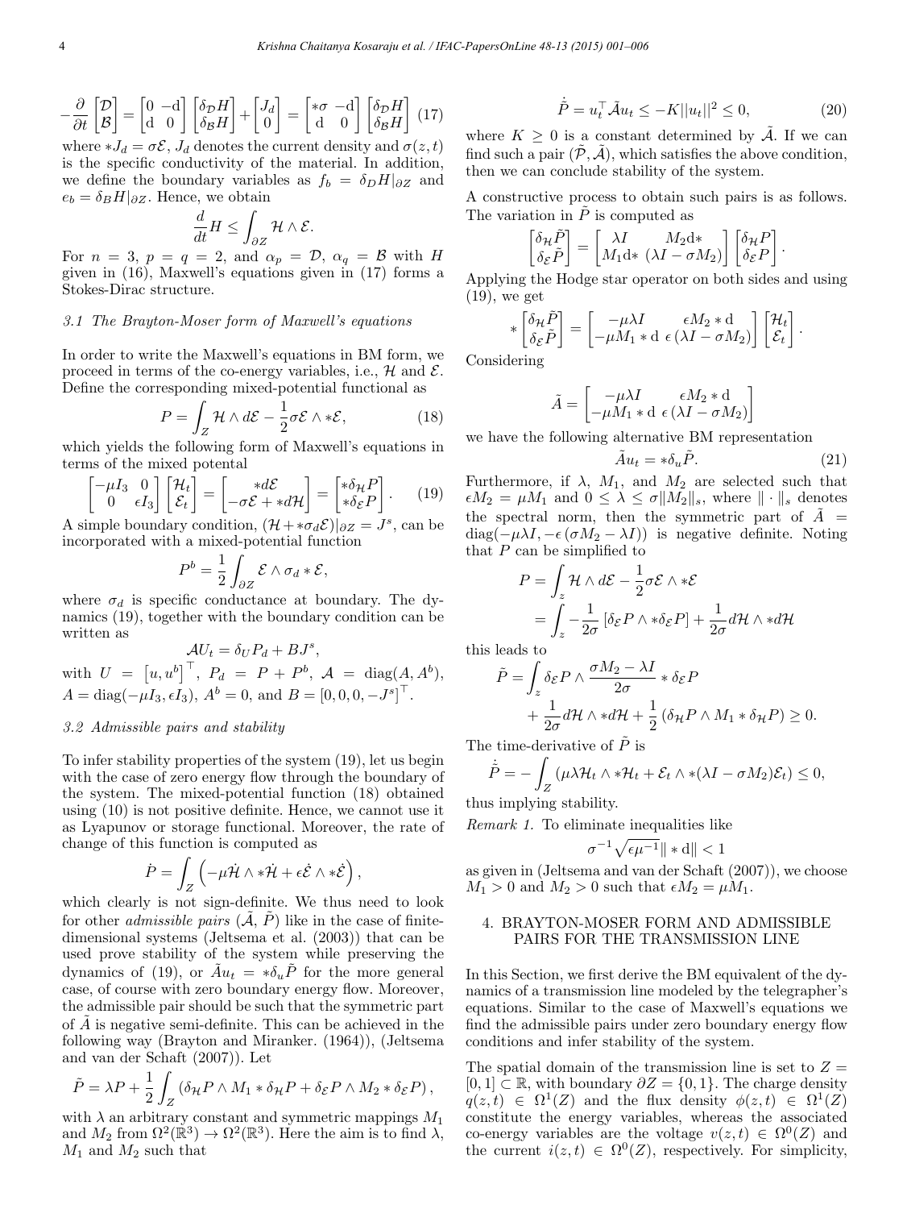$$-\frac{\partial}{\partial t}\begin{bmatrix}\mathcal{D}\\ \mathcal{B}\end{bmatrix} = \begin{bmatrix}0 & -\mathrm{d}\\ \mathrm{d} & 0\end{bmatrix}\begin{bmatrix}\delta_{\mathcal{D}}H\\ \delta_{\mathcal{B}}H\end{bmatrix} + \begin{bmatrix}J_d\\ 0\end{bmatrix} = \begin{bmatrix}*\sigma & -\mathrm{d}\\ \mathrm{d} & 0\end{bmatrix}\begin{bmatrix}\delta_{\mathcal{D}}H\\ \delta_{\mathcal{B}}H\end{bmatrix} \quad (17)$$

where $*J_d = \sigma\mathcal{E}$, $J_d$ denotes the current density and $\sigma(z,t)$ is the specific conductivity of the material. In addition, we define the boundary variables as $f_b = \delta_D H|_{\partial Z}$ and $e_b = \delta_B H|_{\partial Z}$. Hence, we obtain

$$\frac{d}{dt}H \leq \int_{\partial Z} \mathcal{H} \wedge \mathcal{E}.$$

For $n = 3$, $p = q = 2$, and $\alpha_p = \mathcal{D}$, $\alpha_q = \mathcal{B}$ with $H$ given in (16), Maxwell's equations given in (17) forms a Stokes-Dirac structure.

### 3.1 The Brayton-Moser form of Maxwell's equations

In order to write the Maxwell's equations in BM form, we proceed in terms of the co-energy variables, i.e., $\mathcal{H}$ and $\mathcal{E}$. Define the corresponding mixed-potential functional as

$$P = \int_Z \mathcal{H} \wedge d\mathcal{E} - \frac{1}{2}\sigma\mathcal{E} \wedge *\mathcal{E}, \quad (18)$$

which yields the following form of Maxwell's equations in terms of the mixed potental

$$\begin{bmatrix}-\mu I_3 & 0\\ 0 & \epsilon I_3\end{bmatrix}\begin{bmatrix}\mathcal{H}_t\\ \mathcal{E}_t\end{bmatrix} = \begin{bmatrix}*d\mathcal{E}\\ -\sigma\mathcal{E} + *d\mathcal{H}\end{bmatrix} = \begin{bmatrix}*\delta_{\mathcal{H}}P\\ *\delta_{\mathcal{E}}P\end{bmatrix}. \quad (19)$$

A simple boundary condition, $(\mathcal{H} + *\sigma_d\mathcal{E})|_{\partial Z} = J^s$, can be incorporated with a mixed-potential function

$$P^b = \frac{1}{2}\int_{\partial Z} \mathcal{E} \wedge \sigma_d * \mathcal{E},$$

where $\sigma_d$ is specific conductance at boundary. The dynamics (19), together with the boundary condition can be written as

$$\mathcal{A}U_t = \delta_U P_d + BJ^s,$$

with $U = \left[u, u^b\right]^\top$, $P_d = P + P^b$, $\mathcal{A} = \mathrm{diag}(A, A^b)$, $A = \mathrm{diag}(-\mu I_3, \epsilon I_3)$, $A^b = 0$, and $B = [0, 0, 0, -J^s]^\top$.

### 3.2 Admissible pairs and stability

To infer stability properties of the system (19), let us begin with the case of zero energy flow through the boundary of the system. The mixed-potential function (18) obtained using (10) is not positive definite. Hence, we cannot use it as Lyapunov or storage functional. Moreover, the rate of change of this function is computed as

$$\dot{P} = \int_Z \left(-\mu\dot{\mathcal{H}} \wedge *\dot{\mathcal{H}} + \epsilon\dot{\mathcal{E}} \wedge *\dot{\mathcal{E}}\right),$$

which clearly is not sign-definite. We thus need to look for other *admissible pairs* $(\tilde{\mathcal{A}}, \tilde{P})$ like in the case of finite-dimensional systems (Jeltsema et al. (2003)) that can be used prove stability of the system while preserving the dynamics of (19), or $\tilde{A}u_t = *\delta_u\tilde{P}$ for the more general case, of course with zero boundary energy flow. Moreover, the admissible pair should be such that the symmetric part of $\tilde{A}$ is negative semi-definite. This can be achieved in the following way (Brayton and Miranker. (1964)), (Jeltsema and van der Schaft (2007)). Let

$$\tilde{P} = \lambda P + \frac{1}{2}\int_Z \left(\delta_{\mathcal{H}}P \wedge M_1 * \delta_{\mathcal{H}}P + \delta_{\mathcal{E}}P \wedge M_2 * \delta_{\mathcal{E}}P\right),$$

with $\lambda$ an arbitrary constant and symmetric mappings $M_1$ and $M_2$ from $\Omega^2(\mathbb{R}^3) \to \Omega^2(\mathbb{R}^3)$. Here the aim is to find $\lambda$, $M_1$ and $M_2$ such that

$$\dot{\tilde{P}} = u_t^\top \tilde{\mathcal{A}} u_t \leq -K\|u_t\|^2 \leq 0, \quad (20)$$

where $K \geq 0$ is a constant determined by $\tilde{\mathcal{A}}$. If we can find such a pair $(\tilde{\mathcal{P}}, \tilde{\mathcal{A}})$, which satisfies the above condition, then we can conclude stability of the system.

A constructive process to obtain such pairs is as follows. The variation in $\tilde{P}$ is computed as

$$\begin{bmatrix}\delta_{\mathcal{H}}\tilde{P}\\ \delta_{\mathcal{E}}\tilde{P}\end{bmatrix} = \begin{bmatrix}\lambda I & M_2\mathrm{d}*\\ M_1\mathrm{d}* & (\lambda I - \sigma M_2)\end{bmatrix}\begin{bmatrix}\delta_{\mathcal{H}}P\\ \delta_{\mathcal{E}}P\end{bmatrix}.$$

Applying the Hodge star operator on both sides and using (19), we get

$$*\begin{bmatrix}\delta_{\mathcal{H}}\tilde{P}\\ \delta_{\mathcal{E}}\tilde{P}\end{bmatrix} = \begin{bmatrix}-\mu\lambda I & \epsilon M_2 * \mathrm{d}\\ -\mu M_1 * \mathrm{d} & \epsilon\left(\lambda I - \sigma M_2\right)\end{bmatrix}\begin{bmatrix}\mathcal{H}_t\\ \mathcal{E}_t\end{bmatrix}.$$

Considering

$$\tilde{A} = \begin{bmatrix}-\mu\lambda I & \epsilon M_2 * \mathrm{d}\\ -\mu M_1 * \mathrm{d} & \epsilon\left(\lambda I - \sigma M_2\right)\end{bmatrix}$$

we have the following alternative BM representation

$$\tilde{A}u_t = *\delta_u\tilde{P}. \quad (21)$$

Furthermore, if $\lambda$, $M_1$, and $M_2$ are selected such that $\epsilon M_2 = \mu M_1$ and $0 \leq \lambda \leq \sigma\|M_2\|_s$, where $\|\cdot\|_s$ denotes the spectral norm, then the symmetric part of $\tilde{A} = \mathrm{diag}(-\mu\lambda I, -\epsilon\left(\sigma M_2 - \lambda I\right))$ is negative definite. Noting that $P$ can be simplified to

$$\begin{aligned}
P &= \int_z \mathcal{H} \wedge d\mathcal{E} - \frac{1}{2}\sigma\mathcal{E} \wedge *\mathcal{E}\\
&= \int_z -\frac{1}{2\sigma}\left[\delta_{\mathcal{E}}P \wedge *\delta_{\mathcal{E}}P\right] + \frac{1}{2\sigma}d\mathcal{H} \wedge *d\mathcal{H}
\end{aligned}$$

this leads to

$$\begin{aligned}
\tilde{P} = \int_z &\delta_{\mathcal{E}}P \wedge \frac{\sigma M_2 - \lambda I}{2\sigma} * \delta_{\mathcal{E}}P\\
&+ \frac{1}{2\sigma}d\mathcal{H} \wedge *d\mathcal{H} + \frac{1}{2}\left(\delta_{\mathcal{H}}P \wedge M_1 * \delta_{\mathcal{H}}P\right) \geq 0.
\end{aligned}$$

The time-derivative of $\tilde{P}$ is

$$\dot{\tilde{P}} = -\int_Z \left(\mu\lambda\mathcal{H}_t \wedge *\mathcal{H}_t + \mathcal{E}_t \wedge *(\lambda I - \sigma M_2)\mathcal{E}_t\right) \leq 0,$$

thus implying stability.

*Remark 1.* To eliminate inequalities like

$$\sigma^{-1}\sqrt{\epsilon\mu^{-1}}\|*\mathrm{d}\| < 1$$

as given in (Jeltsema and van der Schaft (2007)), we choose $M_1 > 0$ and $M_2 > 0$ such that $\epsilon M_2 = \mu M_1$.

## 4. BRAYTON-MOSER FORM AND ADMISSIBLE PAIRS FOR THE TRANSMISSION LINE

In this Section, we first derive the BM equivalent of the dynamics of a transmission line modeled by the telegrapher's equations. Similar to the case of Maxwell's equations we find the admissible pairs under zero boundary energy flow conditions and infer stability of the system.

The spatial domain of the transmission line is set to $Z = [0, 1] \subset \mathbb{R}$, with boundary $\partial Z = \{0, 1\}$. The charge density $q(z,t) \in \Omega^1(Z)$ and the flux density $\phi(z,t) \in \Omega^1(Z)$ constitute the energy variables, whereas the associated co-energy variables are the voltage $v(z,t) \in \Omega^0(Z)$ and the current $i(z,t) \in \Omega^0(Z)$, respectively. For simplicity,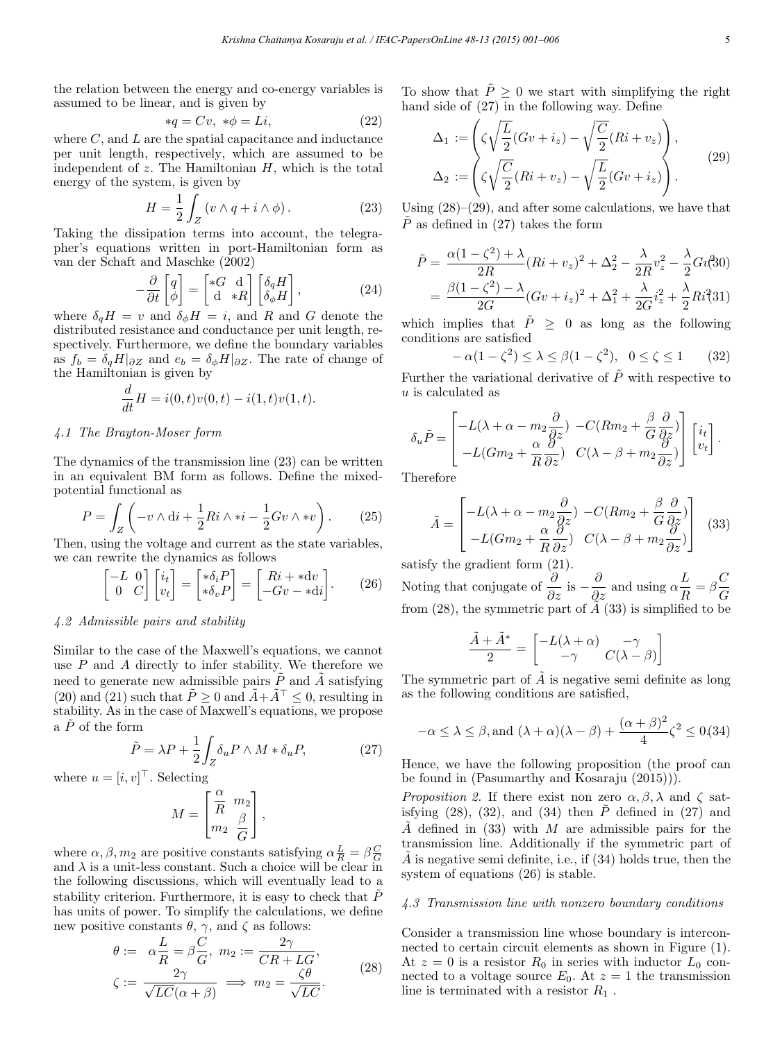the relation between the energy and co-energy variables is assumed to be linear, and is given by

$$*q = Cv, \; *\phi = Li, \tag{22}$$

where $C$, and $L$ are the spatial capacitance and inductance per unit length, respectively, which are assumed to be independent of $z$. The Hamiltonian $H$, which is the total energy of the system, is given by

$$H = \frac{1}{2}\int_Z (v \wedge q + i \wedge \phi). \tag{23}$$

Taking the dissipation terms into account, the telegrapher's equations written in port-Hamiltonian form as van der Schaft and Maschke (2002)

$$-\frac{\partial}{\partial t}\begin{bmatrix} q \\ \phi \end{bmatrix} = \begin{bmatrix} *G & \mathrm{d} \\ \mathrm{d} & *R \end{bmatrix}\begin{bmatrix} \delta_q H \\ \delta_\phi H \end{bmatrix}, \tag{24}$$

where $\delta_q H = v$ and $\delta_\phi H = i$, and $R$ and $G$ denote the distributed resistance and conductance per unit length, respectively. Furthermore, we define the boundary variables as $f_b = \delta_q H|_{\partial Z}$ and $e_b = \delta_\phi H|_{\partial Z}$. The rate of change of the Hamiltonian is given by

$$\frac{d}{dt}H = i(0,t)v(0,t) - i(1,t)v(1,t).$$

### 4.1 The Brayton-Moser form

The dynamics of the transmission line (23) can be written in an equivalent BM form as follows. Define the mixed-potential functional as

$$P = \int_Z \left( -v \wedge \mathrm{d}i + \frac{1}{2}Ri \wedge *i - \frac{1}{2}Gv \wedge *v \right). \tag{25}$$

Then, using the voltage and current as the state variables, we can rewrite the dynamics as follows

$$\begin{bmatrix} -L & 0 \\ 0 & C \end{bmatrix}\begin{bmatrix} i_t \\ v_t \end{bmatrix} = \begin{bmatrix} *\delta_i P \\ *\delta_v P \end{bmatrix} = \begin{bmatrix} Ri + *\mathrm{d}v \\ -Gv - *\mathrm{d}i \end{bmatrix}. \tag{26}$$

### 4.2 Admissible pairs and stability

Similar to the case of the Maxwell's equations, we cannot use $P$ and $A$ directly to infer stability. We therefore we need to generate new admissible pairs $\tilde{P}$ and $\tilde{A}$ satisfying (20) and (21) such that $\tilde{P} \geq 0$ and $\tilde{A} + \tilde{A}^\top \leq 0$, resulting in stability. As in the case of Maxwell's equations, we propose a $\tilde{P}$ of the form

$$\tilde{P} = \lambda P + \frac{1}{2}\int_Z \delta_u P \wedge M * \delta_u P, \tag{27}$$

where $u = [i, v]^\top$. Selecting

$$M = \begin{bmatrix} \frac{\alpha}{R} & m_2 \\ m_2 & \frac{\beta}{G} \end{bmatrix},$$

where $\alpha, \beta, m_2$ are positive constants satisfying $\alpha\frac{L}{R} = \beta\frac{C}{G}$ and $\lambda$ is a unit-less constant. Such a choice will be clear in the following discussions, which will eventually lead to a stability criterion. Furthermore, it is easy to check that $\tilde{P}$ has units of power. To simplify the calculations, we define new positive constants $\theta$, $\gamma$, and $\zeta$ as follows:

$$\theta := \alpha\frac{L}{R} = \beta\frac{C}{G}, \; m_2 := \frac{2\gamma}{CR + LG}, \\ \zeta := \frac{2\gamma}{\sqrt{LC}(\alpha+\beta)} \implies m_2 = \frac{\zeta\theta}{\sqrt{LC}}. \tag{28}$$

To show that $\tilde{P} \geq 0$ we start with simplifying the right hand side of (27) in the following way. Define

$$\Delta_1 := \left( \zeta\sqrt{\frac{L}{2}}(Gv + i_z) - \sqrt{\frac{C}{2}}(Ri + v_z) \right), \\ \Delta_2 := \left( \zeta\sqrt{\frac{C}{2}}(Ri + v_z) - \sqrt{\frac{L}{2}}(Gv + i_z) \right). \tag{29}$$

Using (28)–(29), and after some calculations, we have that $\tilde{P}$ as defined in (27) takes the form

$$\tilde{P} = \frac{\alpha(1-\zeta^2)+\lambda}{2R}(Ri + v_z)^2 + \Delta_2^2 - \frac{\lambda}{2R}v_z^2 - \frac{\lambda}{2}Gv^2 \tag{30}$$

$$= \frac{\beta(1-\zeta^2)-\lambda}{2G}(Gv + i_z)^2 + \Delta_1^2 + \frac{\lambda}{2G}i_z^2 + \frac{\lambda}{2}Ri^2 \tag{31}$$

which implies that $\tilde{P} \geq 0$ as long as the following conditions are satisfied

$$-\alpha(1-\zeta^2) \leq \lambda \leq \beta(1-\zeta^2), \quad 0 \leq \zeta \leq 1 \tag{32}$$

Further the variational derivative of $\tilde{P}$ with respective to $u$ is calculated as

$$\delta_u \tilde{P} = \begin{bmatrix} -L(\lambda + \alpha - m_2\frac{\partial}{\partial z}) & -C(Rm_2 + \frac{\beta}{G}\frac{\partial}{\partial z}) \\ -L(Gm_2 + \frac{\alpha}{R}\frac{\partial}{\partial z}) & C(\lambda - \beta + m_2\frac{\partial}{\partial z}) \end{bmatrix}\begin{bmatrix} i_t \\ v_t \end{bmatrix}.$$

Therefore

$$\tilde{A} = \begin{bmatrix} -L(\lambda + \alpha - m_2\frac{\partial}{\partial z}) & -C(Rm_2 + \frac{\beta}{G}\frac{\partial}{\partial z}) \\ -L(Gm_2 + \frac{\alpha}{R}\frac{\partial}{\partial z}) & C(\lambda - \beta + m_2\frac{\partial}{\partial z}) \end{bmatrix} \tag{33}$$

satisfy the gradient form (21).

Noting that conjugate of $\frac{\partial}{\partial z}$ is $-\frac{\partial}{\partial z}$ and using $\alpha\frac{L}{R} = \beta\frac{C}{G}$ from (28), the symmetric part of $\tilde{A}$ (33) is simplified to be

$$\frac{\tilde{A} + \tilde{A}^*}{2} = \begin{bmatrix} -L(\lambda + \alpha) & -\gamma \\ -\gamma & C(\lambda - \beta) \end{bmatrix}$$

The symmetric part of $\tilde{A}$ is negative semi definite as long as the following conditions are satisfied,

$$-\alpha \leq \lambda \leq \beta, \text{and } (\lambda + \alpha)(\lambda - \beta) + \frac{(\alpha+\beta)^2}{4}\zeta^2 \leq 0. \tag{34}$$

Hence, we have the following proposition (the proof can be found in (Pasumarthy and Kosaraju (2015))).

*Proposition 2.* If there exist non zero $\alpha, \beta, \lambda$ and $\zeta$ satisfying (28), (32), and (34) then $\tilde{P}$ defined in (27) and $\tilde{A}$ defined in (33) with $M$ are admissible pairs for the transmission line. Additionally if the symmetric part of $\tilde{A}$ is negative semi definite, i.e., if (34) holds true, then the system of equations (26) is stable.

### 4.3 Transmission line with nonzero boundary conditions

Consider a transmission line whose boundary is interconnected to certain circuit elements as shown in Figure (1). At $z = 0$ is a resistor $R_0$ in series with inductor $L_0$ connected to a voltage source $E_0$. At $z = 1$ the transmission line is terminated with a resistor $R_1$ .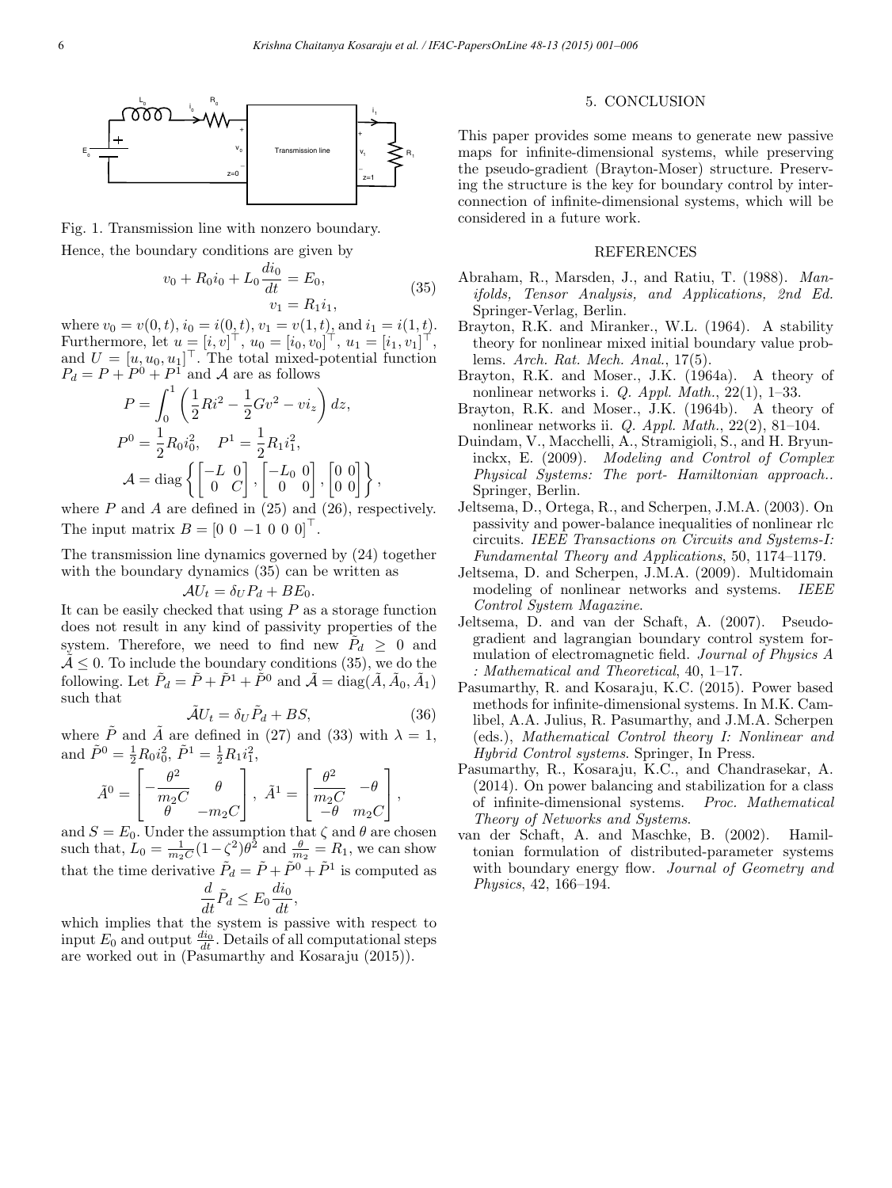Fig. 1. Transmission line with nonzero boundary.

Hence, the boundary conditions are given by

$$v_0 + R_0 i_0 + L_0 \frac{di_0}{dt} = E_0, \qquad v_1 = R_1 i_1, \tag{35}$$

where $v_0 = v(0,t)$, $i_0 = i(0,t)$, $v_1 = v(1,t)$, and $i_1 = i(1,t)$. Furthermore, let $u = [i, v]^\top$, $u_0 = [i_0, v_0]^\top$, $u_1 = [i_1, v_1]^\top$, and $U = [u, u_0, u_1]^\top$. The total mixed-potential function $P_d = P + P^0 + P^1$ and $\mathcal{A}$ are as follows

$$P = \int_0^1 \left( \frac{1}{2} R i^2 - \frac{1}{2} G v^2 - v i_z \right) dz,$$

$$P^0 = \frac{1}{2} R_0 i_0^2, \quad P^1 = \frac{1}{2} R_1 i_1^2,$$

$$\mathcal{A} = \text{diag}\left\{ \begin{bmatrix} -L & 0 \\ 0 & C \end{bmatrix}, \begin{bmatrix} -L_0 & 0 \\ 0 & 0 \end{bmatrix}, \begin{bmatrix} 0 & 0 \\ 0 & 0 \end{bmatrix} \right\},$$

where $P$ and $A$ are defined in (25) and (26), respectively. The input matrix $B = [0 \ 0 \ -1 \ 0 \ 0 \ 0]^\top$.

The transmission line dynamics governed by (24) together with the boundary dynamics (35) can be written as

$$\mathcal{A} U_t = \delta_U P_d + B E_0.$$

It can be easily checked that using $P$ as a storage function does not result in any kind of passivity properties of the system. Therefore, we need to find new $\tilde{P}_d \geq 0$ and $\tilde{\mathcal{A}} \leq 0$. To include the boundary conditions (35), we do the following. Let $\tilde{P}_d = \tilde{P} + \tilde{P}^1 + \tilde{P}^0$ and $\tilde{\mathcal{A}} = \text{diag}(\tilde{A}, \tilde{A}_0, \tilde{A}_1)$ such that

$$\tilde{\mathcal{A}} U_t = \delta_U \tilde{P}_d + BS, \tag{36}$$

where $\tilde{P}$ and $\tilde{A}$ are defined in (27) and (33) with $\lambda = 1$, and $\tilde{P}^0 = \frac{1}{2} R_0 i_0^2$, $\tilde{P}^1 = \frac{1}{2} R_1 i_1^2$,

$$\tilde{A}^0 = \begin{bmatrix} -\dfrac{\theta^2}{m_2 C} & \theta \\ \theta & -m_2 C \end{bmatrix}, \ \tilde{A}^1 = \begin{bmatrix} \dfrac{\theta^2}{m_2 C} & -\theta \\ -\theta & m_2 C \end{bmatrix},$$

and $S = E_0$. Under the assumption that $\zeta$ and $\theta$ are chosen such that, $L_0 = \frac{1}{m_2 C}(1 - \zeta^2)\theta^2$ and $\frac{\theta}{m_2} = R_1$, we can show that the time derivative $\tilde{P}_d = \tilde{P} + \tilde{P}^0 + \tilde{P}^1$ is computed as

$$\frac{d}{dt} \tilde{P}_d \leq E_0 \frac{di_0}{dt},$$

which implies that the system is passive with respect to input $E_0$ and output $\frac{di_0}{dt}$. Details of all computational steps are worked out in (Pasumarthy and Kosaraju (2015)).

## 5. CONCLUSION

This paper provides some means to generate new passive maps for infinite-dimensional systems, while preserving the pseudo-gradient (Brayton-Moser) structure. Preserving the structure is the key for boundary control by interconnection of infinite-dimensional systems, which will be considered in a future work.

## REFERENCES

Abraham, R., Marsden, J., and Ratiu, T. (1988). *Manifolds, Tensor Analysis, and Applications, 2nd Ed.* Springer-Verlag, Berlin.

Brayton, R.K. and Miranker., W.L. (1964). A stability theory for nonlinear mixed initial boundary value problems. *Arch. Rat. Mech. Anal.*, 17(5).

Brayton, R.K. and Moser., J.K. (1964a). A theory of nonlinear networks i. *Q. Appl. Math.*, 22(1), 1–33.

Brayton, R.K. and Moser., J.K. (1964b). A theory of nonlinear networks ii. *Q. Appl. Math.*, 22(2), 81–104.

Duindam, V., Macchelli, A., Stramigioli, S., and H. Bryuninckx, E. (2009). *Modeling and Control of Complex Physical Systems: The port- Hamiltonian approach.*. Springer, Berlin.

Jeltsema, D., Ortega, R., and Scherpen, J.M.A. (2003). On passivity and power-balance inequalities of nonlinear rlc circuits. *IEEE Transactions on Circuits and Systems-I: Fundamental Theory and Applications*, 50, 1174–1179.

Jeltsema, D. and Scherpen, J.M.A. (2009). Multidomain modeling of nonlinear networks and systems. *IEEE Control System Magazine*.

Jeltsema, D. and van der Schaft, A. (2007). Pseudo-gradient and lagrangian boundary control system formulation of electromagnetic field. *Journal of Physics A : Mathematical and Theoretical*, 40, 1–17.

Pasumarthy, R. and Kosaraju, K.C. (2015). Power based methods for infinite-dimensional systems. In M.K. Camlibel, A.A. Julius, R. Pasumarthy, and J.M.A. Scherpen (eds.), *Mathematical Control theory I: Nonlinear and Hybrid Control systems*. Springer, In Press.

Pasumarthy, R., Kosaraju, K.C., and Chandrasekar, A. (2014). On power balancing and stabilization for a class of infinite-dimensional systems. *Proc. Mathematical Theory of Networks and Systems*.

van der Schaft, A. and Maschke, B. (2002). Hamiltonian formulation of distributed-parameter systems with boundary energy flow. *Journal of Geometry and Physics*, 42, 166–194.